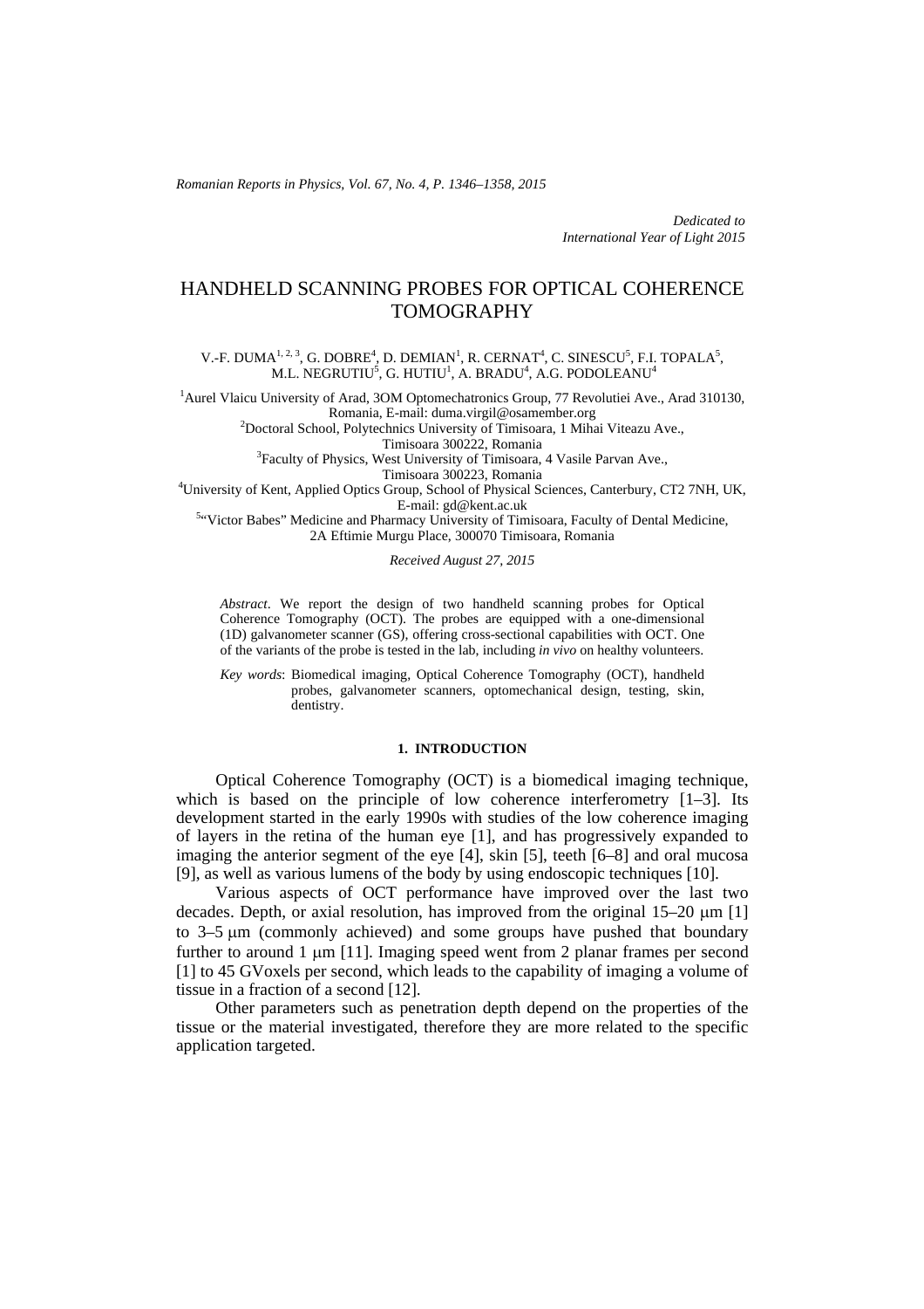*Dedicated to*
*International Year of Light 2015*

# HANDHELD SCANNING PROBES FOR OPTICAL COHERENCE TOMOGRAPHY

V.-F. DUMA[1, 2, 3], G. DOBRE[4], D. DEMIAN[1], R. CERNAT[4], C. SINESCU[5], F.I. TOPALA[5], M.L. NEGRUTIU[5], G. HUTIU[1], A. BRADU[4], A.G. PODOLEANU[4]

[1]Aurel Vlaicu University of Arad, 3OM Optomechatronics Group, 77 Revolutiei Ave., Arad 310130, Romania, E-mail: duma.virgil@osamember.org
[2]Doctoral School, Polytechnics University of Timisoara, 1 Mihai Viteazu Ave., Timisoara 300222, Romania
[3]Faculty of Physics, West University of Timisoara, 4 Vasile Parvan Ave., Timisoara 300223, Romania
[4]University of Kent, Applied Optics Group, School of Physical Sciences, Canterbury, CT2 7NH, UK, E-mail: gd@kent.ac.uk
[5]"Victor Babes" Medicine and Pharmacy University of Timisoara, Faculty of Dental Medicine, 2A Eftimie Murgu Place, 300070 Timisoara, Romania

*Received August 27, 2015*

*Abstract*. We report the design of two handheld scanning probes for Optical Coherence Tomography (OCT). The probes are equipped with a one-dimensional (1D) galvanometer scanner (GS), offering cross-sectional capabilities with OCT. One of the variants of the probe is tested in the lab, including *in vivo* on healthy volunteers.

*Key words*: Biomedical imaging, Optical Coherence Tomography (OCT), handheld probes, galvanometer scanners, optomechanical design, testing, skin, dentistry.

## 1. INTRODUCTION

Optical Coherence Tomography (OCT) is a biomedical imaging technique, which is based on the principle of low coherence interferometry [1–3]. Its development started in the early 1990s with studies of the low coherence imaging of layers in the retina of the human eye [1], and has progressively expanded to imaging the anterior segment of the eye [4], skin [5], teeth [6–8] and oral mucosa [9], as well as various lumens of the body by using endoscopic techniques [10].

Various aspects of OCT performance have improved over the last two decades. Depth, or axial resolution, has improved from the original 15–20 μm [1] to 3–5 μm (commonly achieved) and some groups have pushed that boundary further to around 1 μm [11]. Imaging speed went from 2 planar frames per second [1] to 45 GVoxels per second, which leads to the capability of imaging a volume of tissue in a fraction of a second [12].

Other parameters such as penetration depth depend on the properties of the tissue or the material investigated, therefore they are more related to the specific application targeted.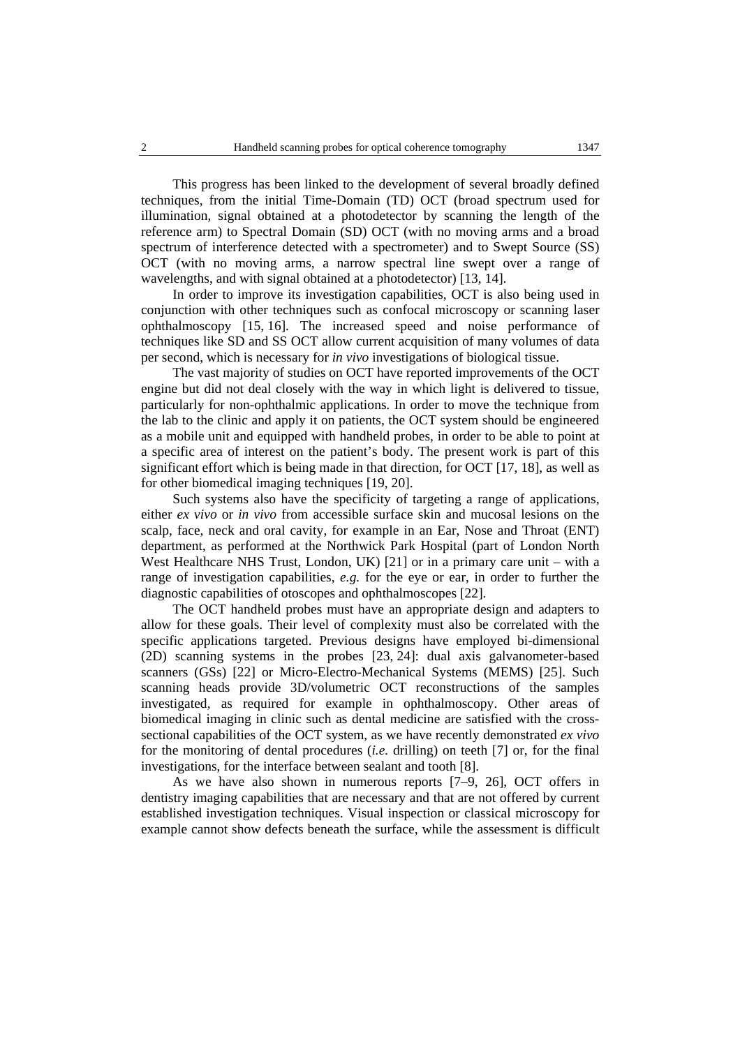This progress has been linked to the development of several broadly defined techniques, from the initial Time-Domain (TD) OCT (broad spectrum used for illumination, signal obtained at a photodetector by scanning the length of the reference arm) to Spectral Domain (SD) OCT (with no moving arms and a broad spectrum of interference detected with a spectrometer) and to Swept Source (SS) OCT (with no moving arms, a narrow spectral line swept over a range of wavelengths, and with signal obtained at a photodetector) [13, 14].

In order to improve its investigation capabilities, OCT is also being used in conjunction with other techniques such as confocal microscopy or scanning laser ophthalmoscopy [15, 16]. The increased speed and noise performance of techniques like SD and SS OCT allow current acquisition of many volumes of data per second, which is necessary for *in vivo* investigations of biological tissue.

The vast majority of studies on OCT have reported improvements of the OCT engine but did not deal closely with the way in which light is delivered to tissue, particularly for non-ophthalmic applications. In order to move the technique from the lab to the clinic and apply it on patients, the OCT system should be engineered as a mobile unit and equipped with handheld probes, in order to be able to point at a specific area of interest on the patient's body. The present work is part of this significant effort which is being made in that direction, for OCT [17, 18], as well as for other biomedical imaging techniques [19, 20].

Such systems also have the specificity of targeting a range of applications, either *ex vivo* or *in vivo* from accessible surface skin and mucosal lesions on the scalp, face, neck and oral cavity, for example in an Ear, Nose and Throat (ENT) department, as performed at the Northwick Park Hospital (part of London North West Healthcare NHS Trust, London, UK) [21] or in a primary care unit – with a range of investigation capabilities, *e.g.* for the eye or ear, in order to further the diagnostic capabilities of otoscopes and ophthalmoscopes [22].

The OCT handheld probes must have an appropriate design and adapters to allow for these goals. Their level of complexity must also be correlated with the specific applications targeted. Previous designs have employed bi-dimensional (2D) scanning systems in the probes [23, 24]: dual axis galvanometer-based scanners (GSs) [22] or Micro-Electro-Mechanical Systems (MEMS) [25]. Such scanning heads provide 3D/volumetric OCT reconstructions of the samples investigated, as required for example in ophthalmoscopy. Other areas of biomedical imaging in clinic such as dental medicine are satisfied with the cross-sectional capabilities of the OCT system, as we have recently demonstrated *ex vivo* for the monitoring of dental procedures (*i.e.* drilling) on teeth [7] or, for the final investigations, for the interface between sealant and tooth [8].

As we have also shown in numerous reports [7–9, 26], OCT offers in dentistry imaging capabilities that are necessary and that are not offered by current established investigation techniques. Visual inspection or classical microscopy for example cannot show defects beneath the surface, while the assessment is difficult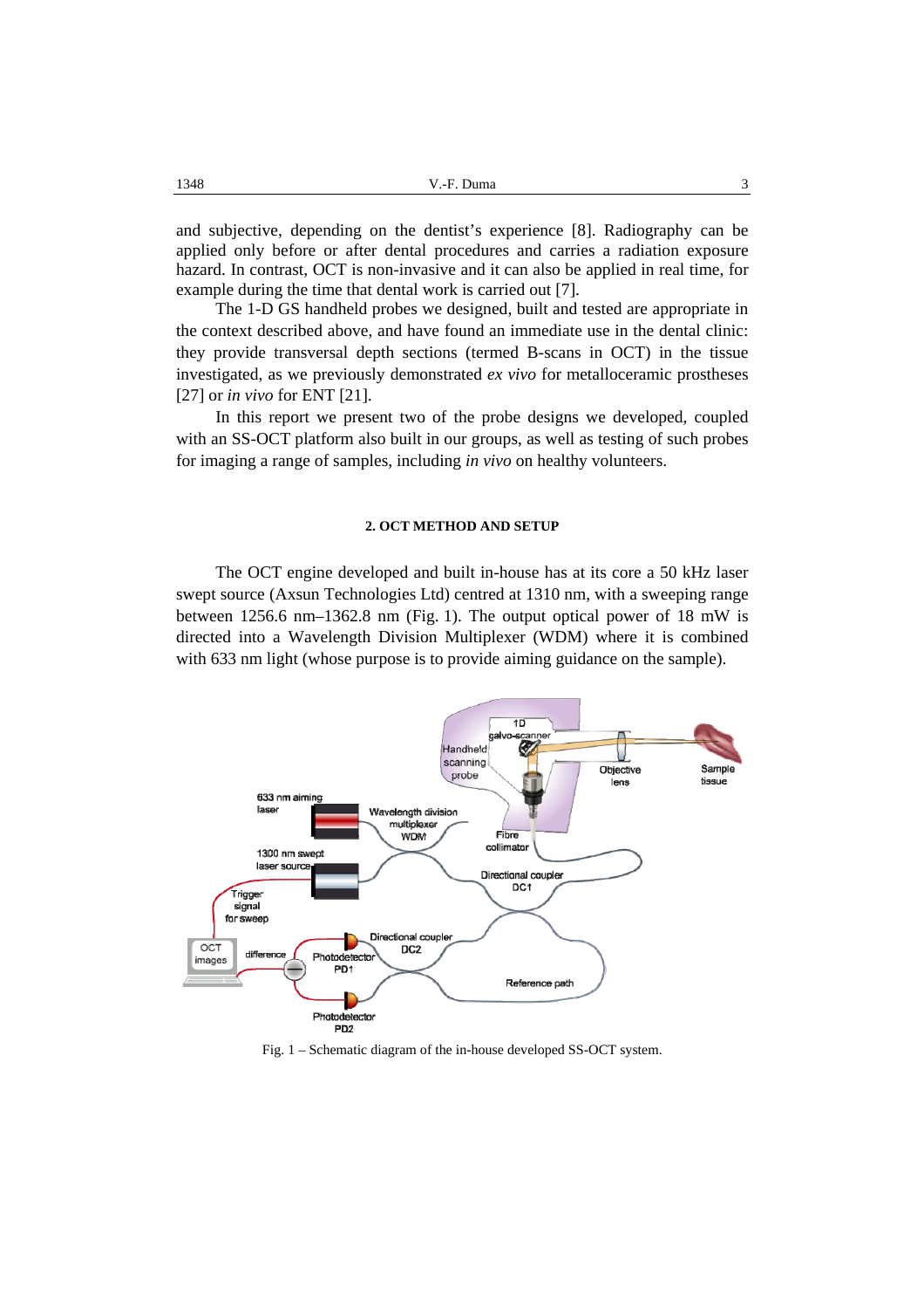and subjective, depending on the dentist's experience [8]. Radiography can be applied only before or after dental procedures and carries a radiation exposure hazard. In contrast, OCT is non-invasive and it can also be applied in real time, for example during the time that dental work is carried out [7].

The 1-D GS handheld probes we designed, built and tested are appropriate in the context described above, and have found an immediate use in the dental clinic: they provide transversal depth sections (termed B-scans in OCT) in the tissue investigated, as we previously demonstrated *ex vivo* for metalloceramic prostheses [27] or *in vivo* for ENT [21].

In this report we present two of the probe designs we developed, coupled with an SS-OCT platform also built in our groups, as well as testing of such probes for imaging a range of samples, including *in vivo* on healthy volunteers.

## 2. OCT METHOD AND SETUP

The OCT engine developed and built in-house has at its core a 50 kHz laser swept source (Axsun Technologies Ltd) centred at 1310 nm, with a sweeping range between 1256.6 nm–1362.8 nm (Fig. 1). The output optical power of 18 mW is directed into a Wavelength Division Multiplexer (WDM) where it is combined with 633 nm light (whose purpose is to provide aiming guidance on the sample).

Fig. 1 – Schematic diagram of the in-house developed SS-OCT system.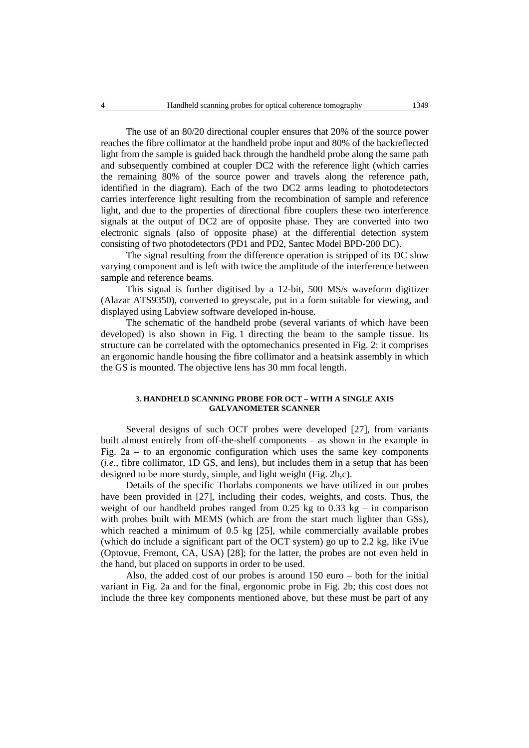The use of an 80/20 directional coupler ensures that 20% of the source power reaches the fibre collimator at the handheld probe input and 80% of the backreflected light from the sample is guided back through the handheld probe along the same path and subsequently combined at coupler DC2 with the reference light (which carries the remaining 80% of the source power and travels along the reference path, identified in the diagram). Each of the two DC2 arms leading to photodetectors carries interference light resulting from the recombination of sample and reference light, and due to the properties of directional fibre couplers these two interference signals at the output of DC2 are of opposite phase. They are converted into two electronic signals (also of opposite phase) at the differential detection system consisting of two photodetectors (PD1 and PD2, Santec Model BPD-200 DC).

The signal resulting from the difference operation is stripped of its DC slow varying component and is left with twice the amplitude of the interference between sample and reference beams.

This signal is further digitised by a 12-bit, 500 MS/s waveform digitizer (Alazar ATS9350), converted to greyscale, put in a form suitable for viewing, and displayed using Labview software developed in-house.

The schematic of the handheld probe (several variants of which have been developed) is also shown in Fig. 1 directing the beam to the sample tissue. Its structure can be correlated with the optomechanics presented in Fig. 2: it comprises an ergonomic handle housing the fibre collimator and a heatsink assembly in which the GS is mounted. The objective lens has 30 mm focal length.

## 3. HANDHELD SCANNING PROBE FOR OCT – WITH A SINGLE AXIS GALVANOMETER SCANNER

Several designs of such OCT probes were developed [27], from variants built almost entirely from off-the-shelf components – as shown in the example in Fig. 2a – to an ergonomic configuration which uses the same key components (*i.e*., fibre collimator, 1D GS, and lens), but includes them in a setup that has been designed to be more sturdy, simple, and light weight (Fig. 2b,c).

Details of the specific Thorlabs components we have utilized in our probes have been provided in [27], including their codes, weights, and costs. Thus, the weight of our handheld probes ranged from 0.25 kg to 0.33 kg – in comparison with probes built with MEMS (which are from the start much lighter than GSs), which reached a minimum of 0.5 kg [25], while commercially available probes (which do include a significant part of the OCT system) go up to 2.2 kg, like iVue (Optovue, Fremont, CA, USA) [28]; for the latter, the probes are not even held in the hand, but placed on supports in order to be used.

Also, the added cost of our probes is around 150 euro – both for the initial variant in Fig. 2a and for the final, ergonomic probe in Fig. 2b; this cost does not include the three key components mentioned above, but these must be part of any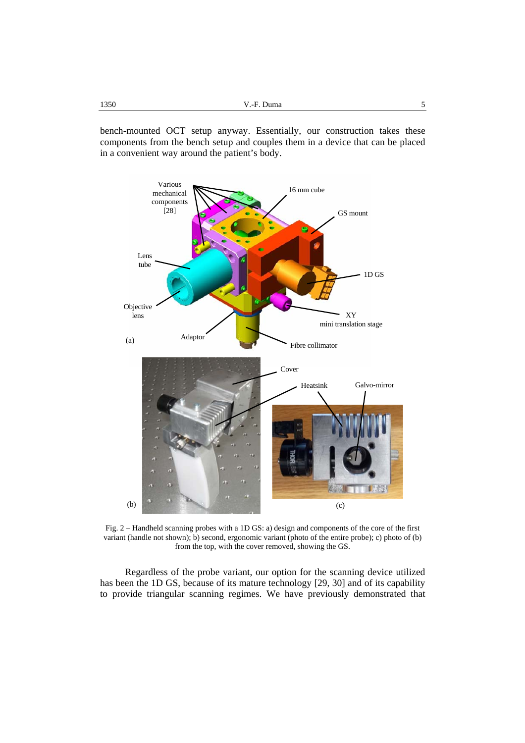bench-mounted OCT setup anyway. Essentially, our construction takes these components from the bench setup and couples them in a device that can be placed in a convenient way around the patient's body.

Fig. 2 – Handheld scanning probes with a 1D GS: a) design and components of the core of the first variant (handle not shown); b) second, ergonomic variant (photo of the entire probe); c) photo of (b) from the top, with the cover removed, showing the GS.

Regardless of the probe variant, our option for the scanning device utilized has been the 1D GS, because of its mature technology [29, 30] and of its capability to provide triangular scanning regimes. We have previously demonstrated that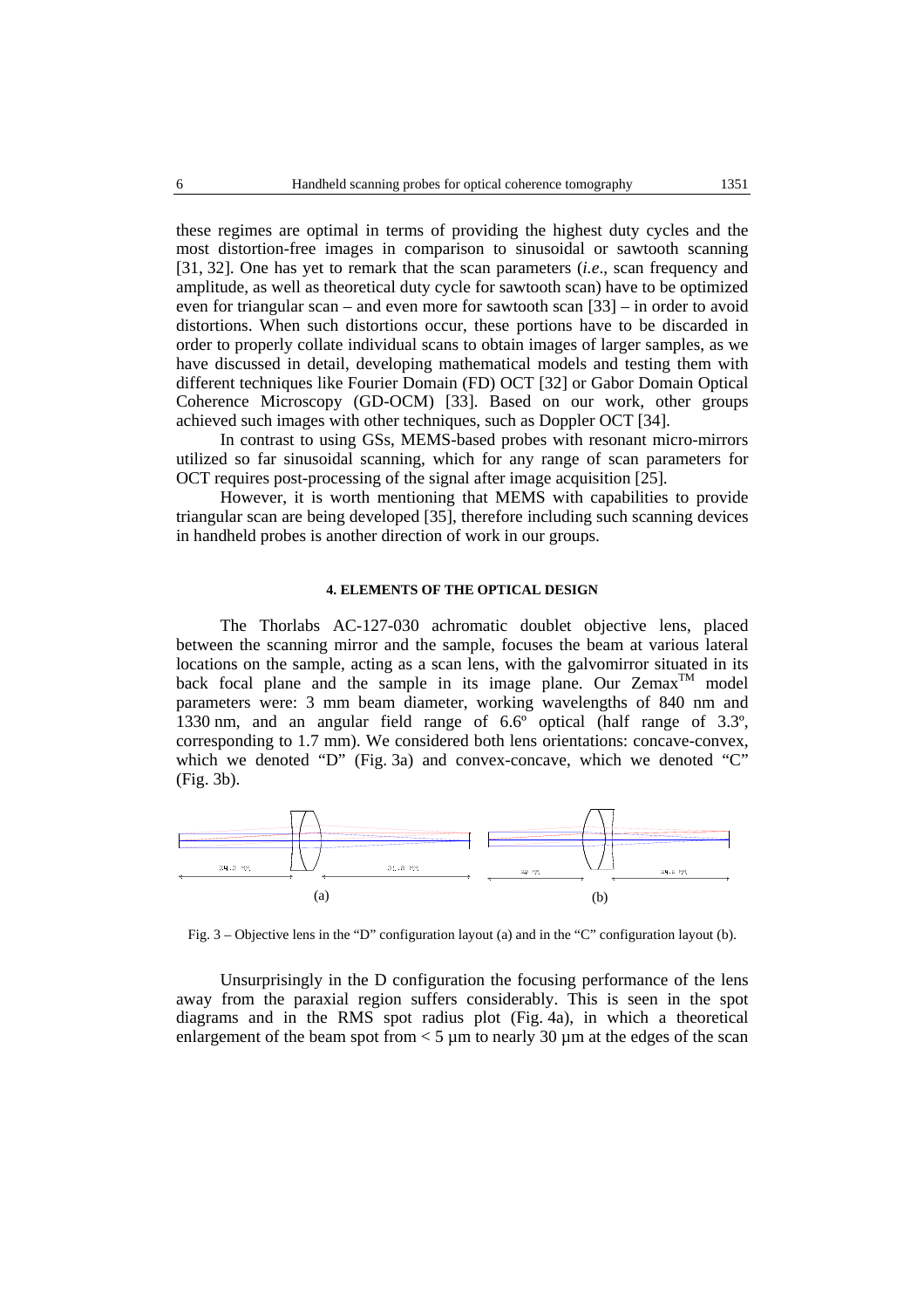these regimes are optimal in terms of providing the highest duty cycles and the most distortion-free images in comparison to sinusoidal or sawtooth scanning [31, 32]. One has yet to remark that the scan parameters (*i.e*., scan frequency and amplitude, as well as theoretical duty cycle for sawtooth scan) have to be optimized even for triangular scan – and even more for sawtooth scan [33] – in order to avoid distortions. When such distortions occur, these portions have to be discarded in order to properly collate individual scans to obtain images of larger samples, as we have discussed in detail, developing mathematical models and testing them with different techniques like Fourier Domain (FD) OCT [32] or Gabor Domain Optical Coherence Microscopy (GD-OCM) [33]. Based on our work, other groups achieved such images with other techniques, such as Doppler OCT [34].

In contrast to using GSs, MEMS-based probes with resonant micro-mirrors utilized so far sinusoidal scanning, which for any range of scan parameters for OCT requires post-processing of the signal after image acquisition [25].

However, it is worth mentioning that MEMS with capabilities to provide triangular scan are being developed [35], therefore including such scanning devices in handheld probes is another direction of work in our groups.

## 4. ELEMENTS OF THE OPTICAL DESIGN

The Thorlabs AC-127-030 achromatic doublet objective lens, placed between the scanning mirror and the sample, focuses the beam at various lateral locations on the sample, acting as a scan lens, with the galvomirror situated in its back focal plane and the sample in its image plane. Our Zemax[TM] model parameters were: 3 mm beam diameter, working wavelengths of 840 nm and 1330 nm, and an angular field range of 6.6º optical (half range of 3.3º, corresponding to 1.7 mm). We considered both lens orientations: concave-convex, which we denoted "D" (Fig. 3a) and convex-concave, which we denoted "C" (Fig. 3b).

Fig. 3 – Objective lens in the "D" configuration layout (a) and in the "C" configuration layout (b).

Unsurprisingly in the D configuration the focusing performance of the lens away from the paraxial region suffers considerably. This is seen in the spot diagrams and in the RMS spot radius plot (Fig. 4a), in which a theoretical enlargement of the beam spot from < 5 µm to nearly 30 µm at the edges of the scan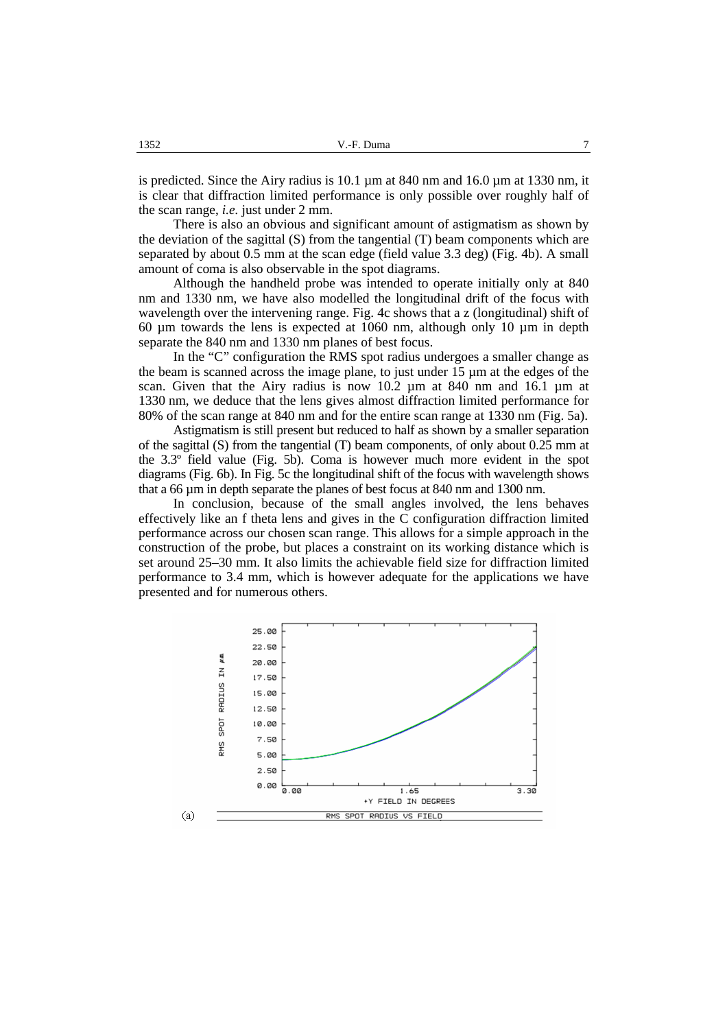is predicted. Since the Airy radius is 10.1 µm at 840 nm and 16.0 µm at 1330 nm, it is clear that diffraction limited performance is only possible over roughly half of the scan range, *i.e.* just under 2 mm.

There is also an obvious and significant amount of astigmatism as shown by the deviation of the sagittal (S) from the tangential (T) beam components which are separated by about 0.5 mm at the scan edge (field value 3.3 deg) (Fig. 4b). A small amount of coma is also observable in the spot diagrams.

Although the handheld probe was intended to operate initially only at 840 nm and 1330 nm, we have also modelled the longitudinal drift of the focus with wavelength over the intervening range. Fig. 4c shows that a z (longitudinal) shift of 60 µm towards the lens is expected at 1060 nm, although only 10 µm in depth separate the 840 nm and 1330 nm planes of best focus.

In the "C" configuration the RMS spot radius undergoes a smaller change as the beam is scanned across the image plane, to just under 15 µm at the edges of the scan. Given that the Airy radius is now 10.2 µm at 840 nm and 16.1 µm at 1330 nm, we deduce that the lens gives almost diffraction limited performance for 80% of the scan range at 840 nm and for the entire scan range at 1330 nm (Fig. 5a).

Astigmatism is still present but reduced to half as shown by a smaller separation of the sagittal (S) from the tangential (T) beam components, of only about 0.25 mm at the 3.3º field value (Fig. 5b). Coma is however much more evident in the spot diagrams (Fig. 6b). In Fig. 5c the longitudinal shift of the focus with wavelength shows that a 66 µm in depth separate the planes of best focus at 840 nm and 1300 nm.

In conclusion, because of the small angles involved, the lens behaves effectively like an f theta lens and gives in the C configuration diffraction limited performance across our chosen scan range. This allows for a simple approach in the construction of the probe, but places a constraint on its working distance which is set around 25–30 mm. It also limits the achievable field size for diffraction limited performance to 3.4 mm, which is however adequate for the applications we have presented and for numerous others.

(a)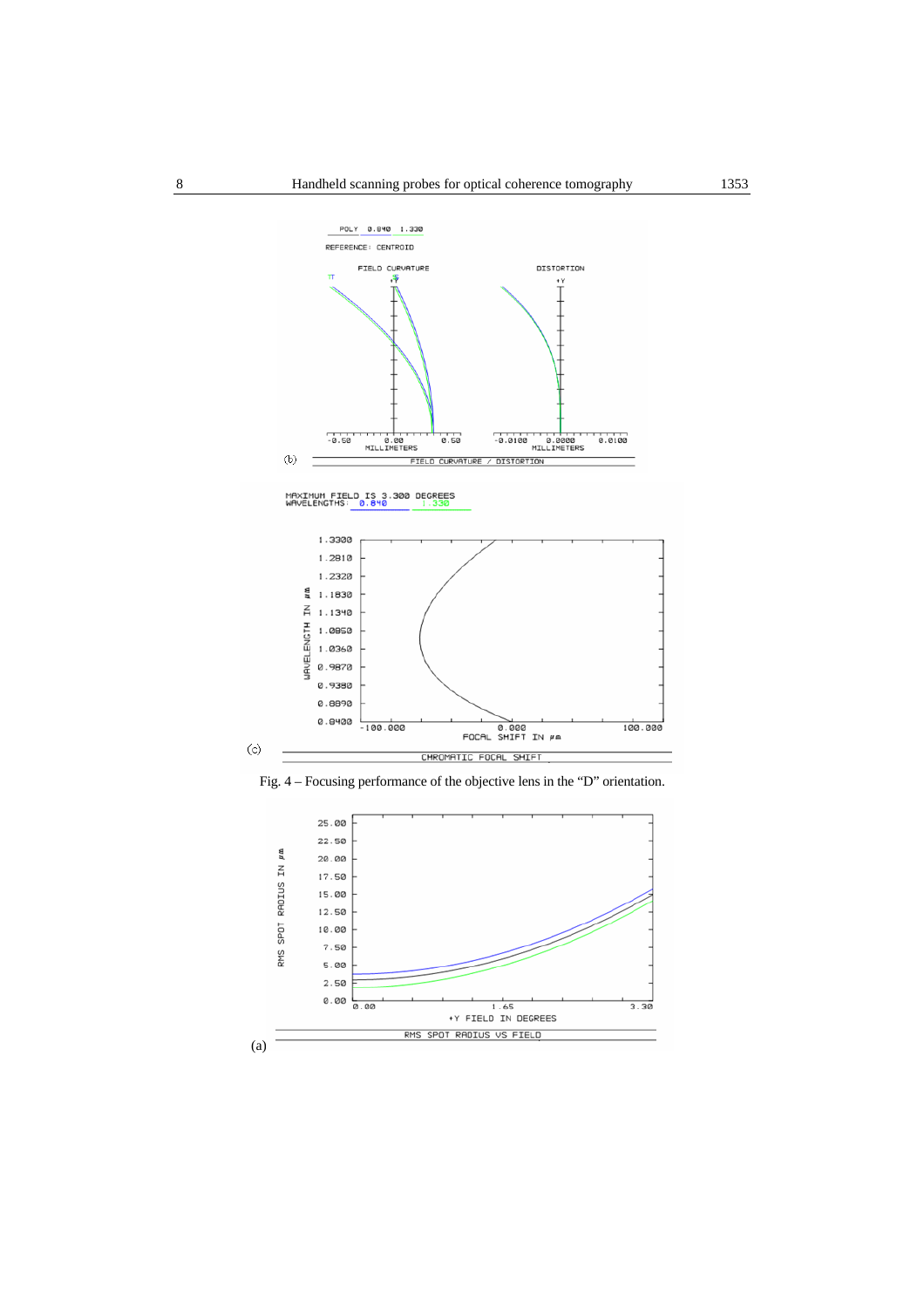Fig. 4 – Focusing performance of the objective lens in the "D" orientation.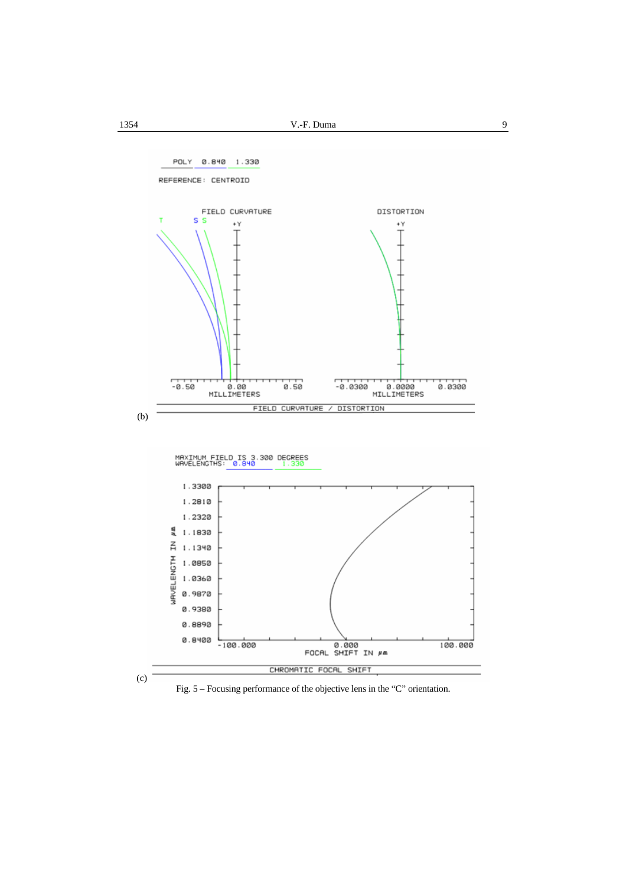(b)

(c)

Fig. 5 – Focusing performance of the objective lens in the "C" orientation.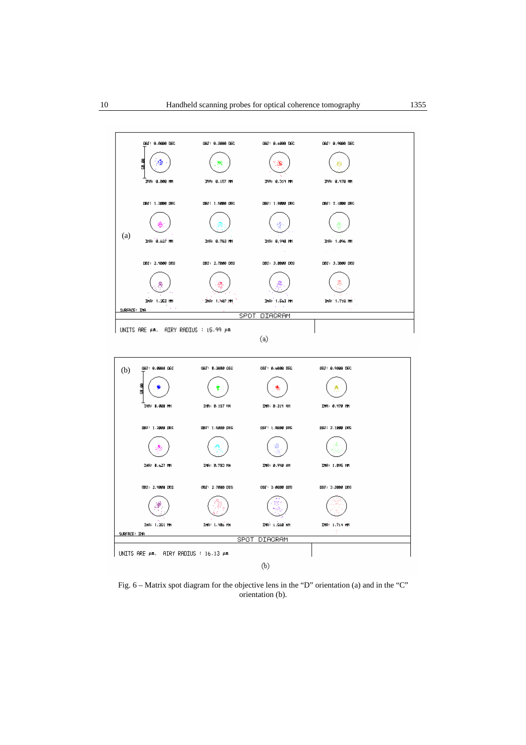Fig. 6 – Matrix spot diagram for the objective lens in the "D" orientation (a) and in the "C" orientation (b).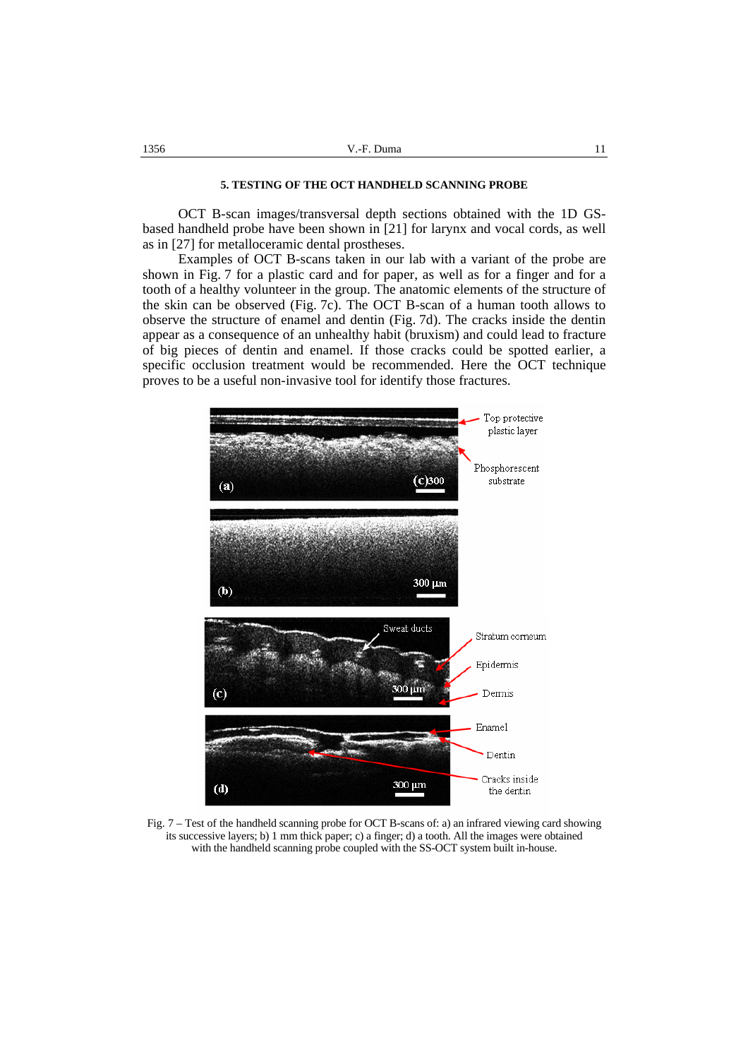## 5. TESTING OF THE OCT HANDHELD SCANNING PROBE

OCT B-scan images/transversal depth sections obtained with the 1D GS-based handheld probe have been shown in [21] for larynx and vocal cords, as well as in [27] for metalloceramic dental prostheses.

Examples of OCT B-scans taken in our lab with a variant of the probe are shown in Fig. 7 for a plastic card and for paper, as well as for a finger and for a tooth of a healthy volunteer in the group. The anatomic elements of the structure of the skin can be observed (Fig. 7c). The OCT B-scan of a human tooth allows to observe the structure of enamel and dentin (Fig. 7d). The cracks inside the dentin appear as a consequence of an unhealthy habit (bruxism) and could lead to fracture of big pieces of dentin and enamel. If those cracks could be spotted earlier, a specific occlusion treatment would be recommended. Here the OCT technique proves to be a useful non-invasive tool for identify those fractures.

Fig. 7 – Test of the handheld scanning probe for OCT B-scans of: a) an infrared viewing card showing its successive layers; b) 1 mm thick paper; c) a finger; d) a tooth. All the images were obtained with the handheld scanning probe coupled with the SS-OCT system built in-house.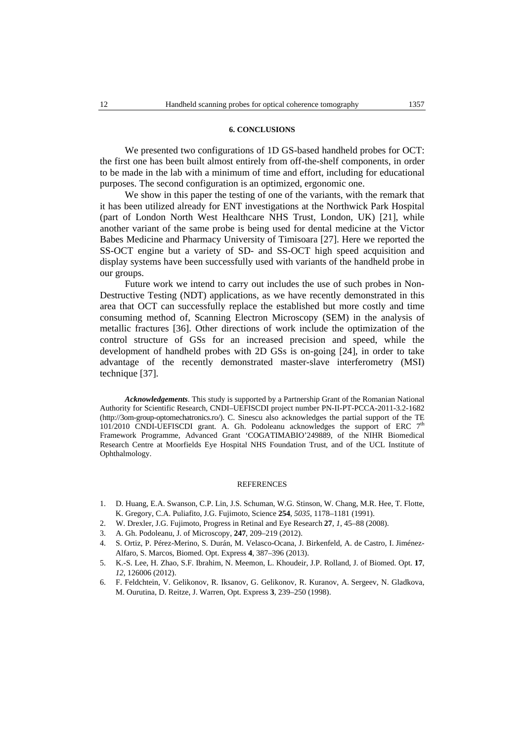## 6. CONCLUSIONS

We presented two configurations of 1D GS-based handheld probes for OCT: the first one has been built almost entirely from off-the-shelf components, in order to be made in the lab with a minimum of time and effort, including for educational purposes. The second configuration is an optimized, ergonomic one.

We show in this paper the testing of one of the variants, with the remark that it has been utilized already for ENT investigations at the Northwick Park Hospital (part of London North West Healthcare NHS Trust, London, UK) [21], while another variant of the same probe is being used for dental medicine at the Victor Babes Medicine and Pharmacy University of Timisoara [27]. Here we reported the SS-OCT engine but a variety of SD- and SS-OCT high speed acquisition and display systems have been successfully used with variants of the handheld probe in our groups.

Future work we intend to carry out includes the use of such probes in Non-Destructive Testing (NDT) applications, as we have recently demonstrated in this area that OCT can successfully replace the established but more costly and time consuming method of, Scanning Electron Microscopy (SEM) in the analysis of metallic fractures [36]. Other directions of work include the optimization of the control structure of GSs for an increased precision and speed, while the development of handheld probes with 2D GSs is on-going [24], in order to take advantage of the recently demonstrated master-slave interferometry (MSI) technique [37].

***Acknowledgements***. This study is supported by a Partnership Grant of the Romanian National Authority for Scientific Research, CNDI–UEFISCDI project number PN-II-PT-PCCA-2011-3.2-1682 (http://3om-group-optomechatronics.ro/). C. Sinescu also acknowledges the partial support of the TE 101/2010 CNDI-UEFISCDI grant. A. Gh. Podoleanu acknowledges the support of ERC 7th Framework Programme, Advanced Grant 'COGATIMABIO'249889, of the NIHR Biomedical Research Centre at Moorfields Eye Hospital NHS Foundation Trust, and of the UCL Institute of Ophthalmology.

## REFERENCES

1. D. Huang, E.A. Swanson, C.P. Lin, J.S. Schuman, W.G. Stinson, W. Chang, M.R. Hee, T. Flotte, K. Gregory, C.A. Puliafito, J.G. Fujimoto, Science **254**, *5035*, 1178–1181 (1991).
2. W. Drexler, J.G. Fujimoto, Progress in Retinal and Eye Research **27**, *1*, 45–88 (2008).
3. A. Gh. Podoleanu, J. of Microscopy, **247**, 209–219 (2012).
4. S. Ortiz, P. Pérez-Merino, S. Durán, M. Velasco-Ocana, J. Birkenfeld, A. de Castro, I. Jiménez-Alfaro, S. Marcos, Biomed. Opt. Express **4**, 387–396 (2013).
5. K.-S. Lee, H. Zhao, S.F. Ibrahim, N. Meemon, L. Khoudeir, J.P. Rolland, J. of Biomed. Opt. **17**, *12*, 126006 (2012).
6. F. Feldchtein, V. Gelikonov, R. Iksanov, G. Gelikonov, R. Kuranov, A. Sergeev, N. Gladkova, M. Ourutina, D. Reitze, J. Warren, Opt. Express **3**, 239–250 (1998).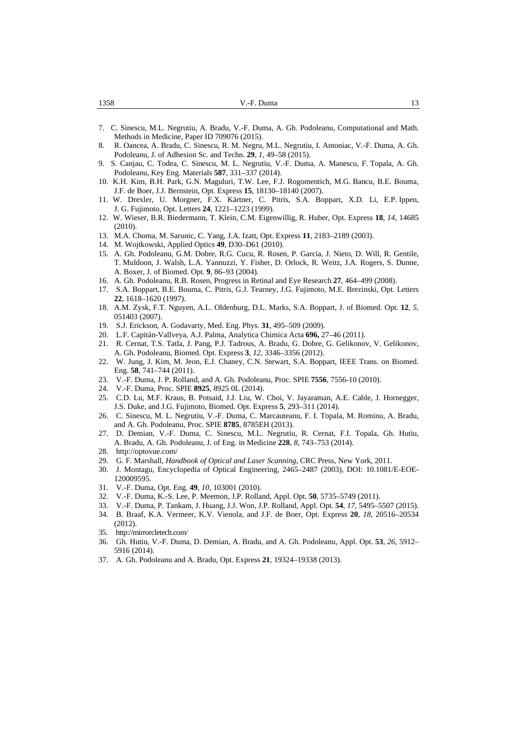7. C. Sinescu, M.L. Negrutiu, A. Bradu, V.-F. Duma, A. Gh. Podoleanu, Computational and Math. Methods in Medicine, Paper ID 709076 (2015).
8. R. Oancea, A. Bradu, C. Sinescu, R. M. Negru, M.L. Negrutiu, I. Antoniac, V.-F. Duma, A. Gh. Podoleanu, J. of Adhesion Sc. and Techn. **29**, *1*, 49–58 (2015).
9. S. Canjau, C. Todea, C. Sinescu, M. L. Negrutiu, V.-F. Duma, A. Manescu, F. Topala, A. Gh. Podoleanu, Key Eng. Materials **587**, 331–337 (2014).
10. K.H. Kim, B.H. Park, G.N. Maguluri, T.W. Lee, F.J. Rogomentich, M.G. Bancu, B.E. Bouma, J.F. de Boer, J.J. Bernstein, Opt. Express **15**, 18130–18140 (2007).
11. W. Drexler, U. Morgner, F.X. Kärtner, C. Pitris, S.A. Boppart, X.D. Li, E.P. Ippen, J. G. Fujimoto, Opt. Letters **24**, 1221–1223 (1999).
12. W. Wieser, B.R. Biedermann, T. Klein, C.M. Eigenwillig, R. Huber, Opt. Express **18**, *14*, 14685 (2010).
13. M.A. Choma, M. Sarunic, C. Yang, J.A. Izatt, Opt. Express **11**, 2183–2189 (2003).
14. M. Wojtkowski, Applied Optics **49**, D30–D61 (2010).
15. A. Gh. Podoleanu, G.M. Dobre, R.G. Cucu, R. Rosen, P. Garcia, J. Nieto, D. Will, R. Gentile, T. Muldoon, J. Walsh, L.A. Yannuzzi, Y. Fisher, D. Orlock, R. Weitz, J.A. Rogers, S. Dunne, A. Boxer, J. of Biomed. Opt. **9**, 86–93 (2004).
16. A. Gh. Podoleanu, R.B. Rosen, Progress in Retinal and Eye Research **27**, 464–499 (2008).
17. S.A. Boppart, B.E. Bouma, C. Pitris, G.J. Tearney, J.G. Fujimoto, M.E. Brezinski, Opt. Letters **22**, 1618–1620 (1997).
18. A.M. Zysk, F.T. Nguyen, A.L. Oldenburg, D.L. Marks, S.A. Boppart, J. of Biomed. Opt. **12**, *5*, 051403 (2007).
19. S.J. Erickson, A. Godavarty, Med. Eng. Phys. **31**, 495–509 (2009).
20. L.F. Capitán-Vallveya, A.J. Palma, Analytica Chimica Acta **696,** 27–46 (2011).
21. R. Cernat, T.S. Tatla, J. Pang, P.J. Tadrous, A. Bradu, G. Dobre, G. Gelikonov, V. Gelikonov, A. Gh. Podoleanu, Biomed. Opt. Express **3**, *12*, 3346–3356 (2012).
22. W. Jung, J. Kim, M. Jeon, E.J. Chaney, C.N. Stewart, S.A. Boppart, IEEE Trans. on Biomed. Eng. **58**, 741–744 (2011).
23. V.-F. Duma, J. P. Rolland, and A. Gh. Podoleanu, Proc. SPIE **7556**, 7556-10 (2010).
24. V.-F. Duma, Proc. SPIE **8925**, 8925 0L (2014).
25. C.D. Lu, M.F. Kraus, B. Potsaid, J.J. Liu, W. Choi, V. Jayaraman, A.E. Cable, J. Hornegger, J.S. Duke, and J.G. Fujimoto, Biomed. Opt. Express **5**, 293–311 (2014).
26. C. Sinescu, M. L. Negrutiu, V.-F. Duma, C. Marcauteanu, F. I. Topala, M. Rominu, A. Bradu, and A. Gh. Podoleanu, Proc. SPIE **8785**, 8785EH (2013).
27. D. Demian, V.-F. Duma, C. Sinescu, M.L. Negrutiu, R. Cernat, F.I. Topala, Gh. Hutiu, A. Bradu, A. Gh. Podoleanu, J. of Eng. in Medicine **228**, *8*, 743–753 (2014).
28. http://optovue.com/
29. G. F. Marshall, *Handbook of Optical and Laser Scanning*, CRC Press, New York, 2011.
30. J. Montagu, Encyclopedia of Optical Engineering, 2465–2487 (2003), DOI: 10.1081/E-EOE-120009595.
31. V.-F. Duma, Opt. Eng. **49**, *10*, 103001 (2010).
32. V.-F. Duma, K.-S. Lee, P. Meemon, J.P. Rolland, Appl. Opt. **50**, 5735–5749 (2011).
33. V.-F. Duma, P. Tankam, J. Huang, J.J. Won, J.P. Rolland, Appl. Opt. **54**, *17*, 5495–5507 (2015).
34. B. Braaf, K.A. Vermeer, K.V. Vienola, and J.F. de Boer, Opt. Express **20**, *18*, 20516–20534 (2012).
35. http://mirrorcletech.com/
36. Gh. Hutiu, V.-F. Duma, D. Demian, A. Bradu, and A. Gh. Podoleanu, Appl. Opt. **53**, *26*, 5912–5916 (2014).
37. A. Gh. Podoleanu and A. Bradu, Opt. Express **21**, 19324–19338 (2013).